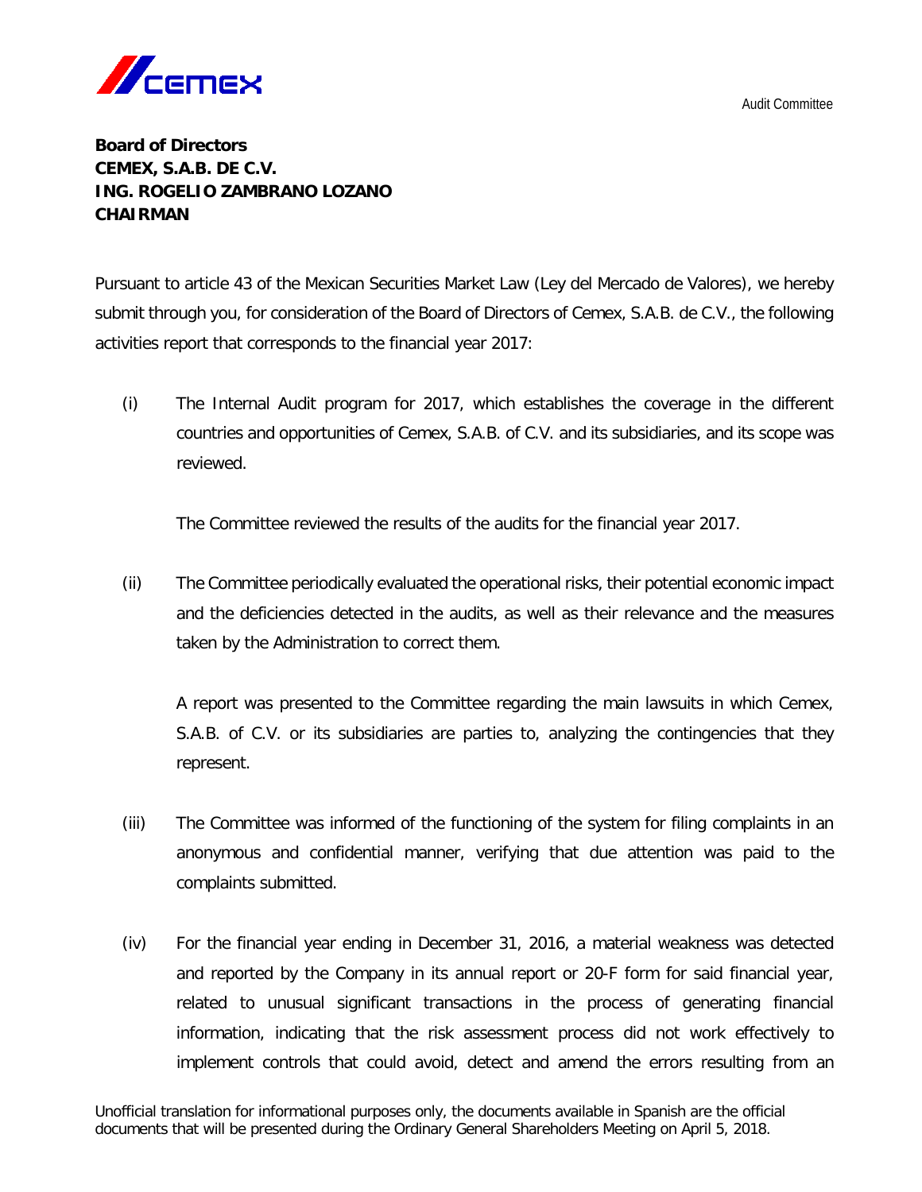Audit Committee

**Board of Directors**
**CEMEX, S.A.B. DE C.V.**
**ING. ROGELIO ZAMBRANO LOZANO**
**CHAIRMAN**

Pursuant to article 43 of the Mexican Securities Market Law (Ley del Mercado de Valores), we hereby submit through you, for consideration of the Board of Directors of Cemex, S.A.B. de C.V., the following activities report that corresponds to the financial year 2017:

(i) The Internal Audit program for 2017, which establishes the coverage in the different countries and opportunities of Cemex, S.A.B. of C.V. and its subsidiaries, and its scope was reviewed.

The Committee reviewed the results of the audits for the financial year 2017.

(ii) The Committee periodically evaluated the operational risks, their potential economic impact and the deficiencies detected in the audits, as well as their relevance and the measures taken by the Administration to correct them.

A report was presented to the Committee regarding the main lawsuits in which Cemex, S.A.B. of C.V. or its subsidiaries are parties to, analyzing the contingencies that they represent.

(iii) The Committee was informed of the functioning of the system for filing complaints in an anonymous and confidential manner, verifying that due attention was paid to the complaints submitted.

(iv) For the financial year ending in December 31, 2016, a material weakness was detected and reported by the Company in its annual report or 20-F form for said financial year, related to unusual significant transactions in the process of generating financial information, indicating that the risk assessment process did not work effectively to implement controls that could avoid, detect and amend the errors resulting from an

Unofficial translation for informational purposes only, the documents available in Spanish are the official documents that will be presented during the Ordinary General Shareholders Meeting on April 5, 2018.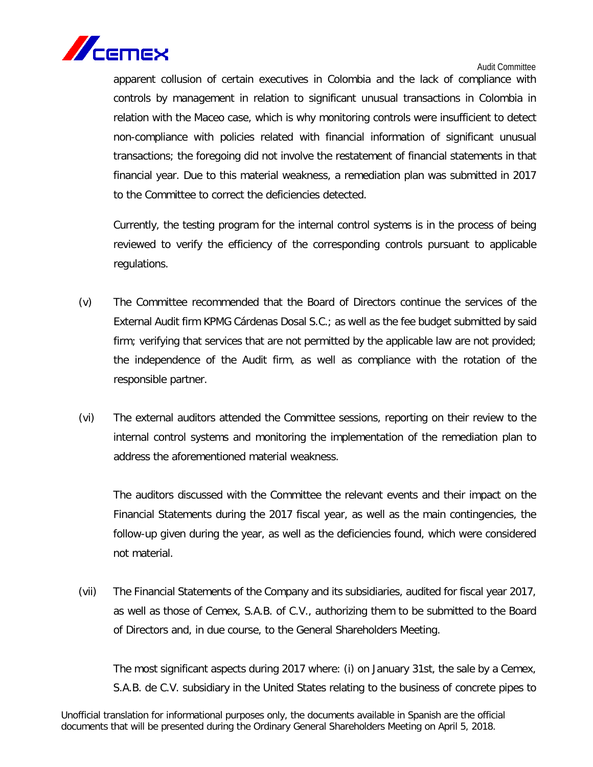apparent collusion of certain executives in Colombia and the lack of compliance with controls by management in relation to significant unusual transactions in Colombia in relation with the Maceo case, which is why monitoring controls were insufficient to detect non-compliance with policies related with financial information of significant unusual transactions; the foregoing did not involve the restatement of financial statements in that financial year. Due to this material weakness, a remediation plan was submitted in 2017 to the Committee to correct the deficiencies detected.

Currently, the testing program for the internal control systems is in the process of being reviewed to verify the efficiency of the corresponding controls pursuant to applicable regulations.

(v) The Committee recommended that the Board of Directors continue the services of the External Audit firm KPMG Cárdenas Dosal S.C.; as well as the fee budget submitted by said firm; verifying that services that are not permitted by the applicable law are not provided; the independence of the Audit firm, as well as compliance with the rotation of the responsible partner.

(vi) The external auditors attended the Committee sessions, reporting on their review to the internal control systems and monitoring the implementation of the remediation plan to address the aforementioned material weakness.

The auditors discussed with the Committee the relevant events and their impact on the Financial Statements during the 2017 fiscal year, as well as the main contingencies, the follow-up given during the year, as well as the deficiencies found, which were considered not material.

(vii) The Financial Statements of the Company and its subsidiaries, audited for fiscal year 2017, as well as those of Cemex, S.A.B. of C.V., authorizing them to be submitted to the Board of Directors and, in due course, to the General Shareholders Meeting.

The most significant aspects during 2017 where: (i) on January 31st, the sale by a Cemex, S.A.B. de C.V. subsidiary in the United States relating to the business of concrete pipes to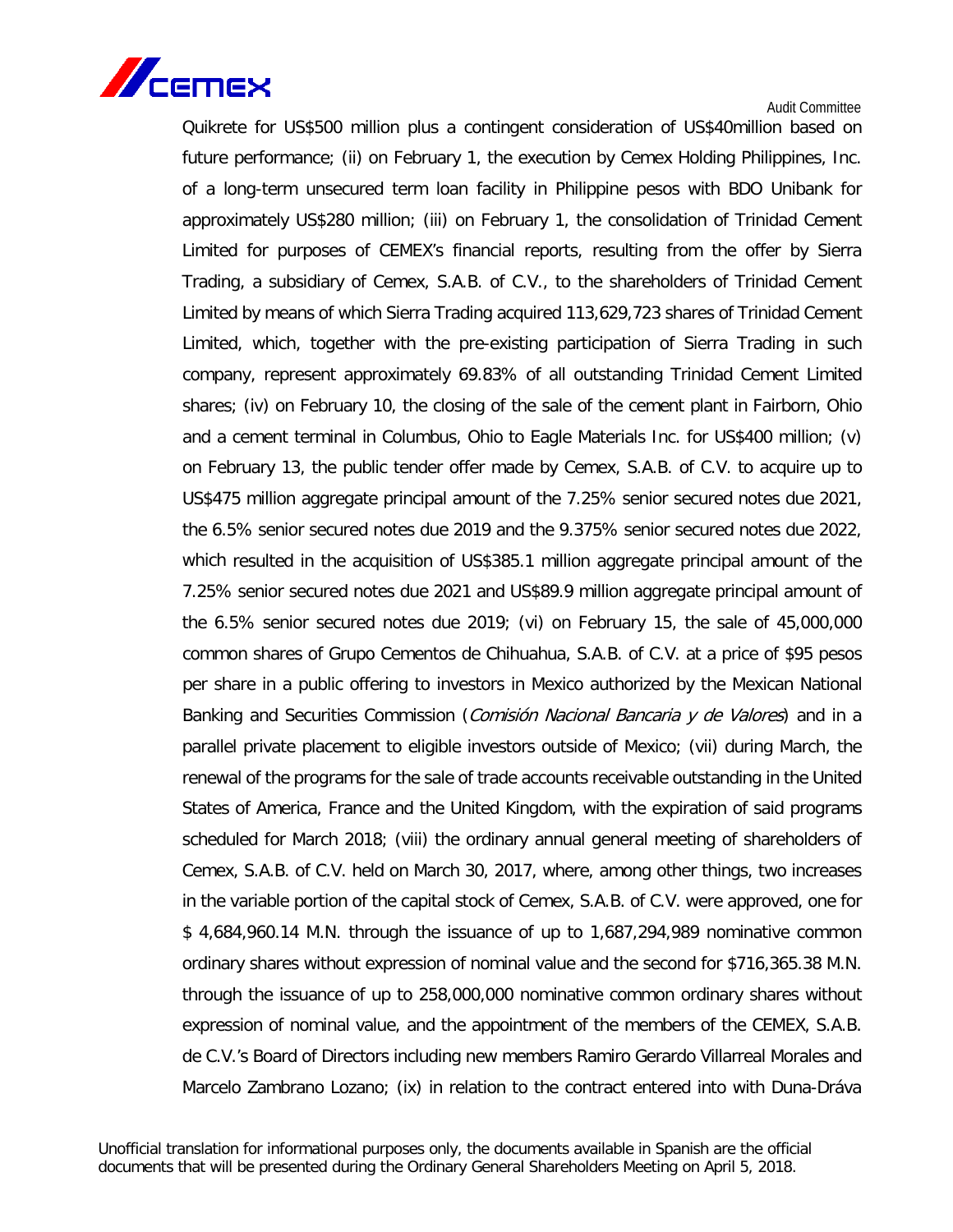Quikrete for US$500 million plus a contingent consideration of US$40million based on future performance; (ii) on February 1, the execution by Cemex Holding Philippines, Inc. of a long-term unsecured term loan facility in Philippine pesos with BDO Unibank for approximately US$280 million; (iii) on February 1, the consolidation of Trinidad Cement Limited for purposes of CEMEX's financial reports, resulting from the offer by Sierra Trading, a subsidiary of Cemex, S.A.B. of C.V., to the shareholders of Trinidad Cement Limited by means of which Sierra Trading acquired 113,629,723 shares of Trinidad Cement Limited, which, together with the pre-existing participation of Sierra Trading in such company, represent approximately 69.83% of all outstanding Trinidad Cement Limited shares; (iv) on February 10, the closing of the sale of the cement plant in Fairborn, Ohio and a cement terminal in Columbus, Ohio to Eagle Materials Inc. for US$400 million; (v) on February 13, the public tender offer made by Cemex, S.A.B. of C.V. to acquire up to US$475 million aggregate principal amount of the 7.25% senior secured notes due 2021, the 6.5% senior secured notes due 2019 and the 9.375% senior secured notes due 2022, which resulted in the acquisition of US$385.1 million aggregate principal amount of the 7.25% senior secured notes due 2021 and US$89.9 million aggregate principal amount of the 6.5% senior secured notes due 2019; (vi) on February 15, the sale of 45,000,000 common shares of Grupo Cementos de Chihuahua, S.A.B. of C.V. at a price of $95 pesos per share in a public offering to investors in Mexico authorized by the Mexican National Banking and Securities Commission (*Comisión Nacional Bancaria y de Valores*) and in a parallel private placement to eligible investors outside of Mexico; (vii) during March, the renewal of the programs for the sale of trade accounts receivable outstanding in the United States of America, France and the United Kingdom, with the expiration of said programs scheduled for March 2018; (viii) the ordinary annual general meeting of shareholders of Cemex, S.A.B. of C.V. held on March 30, 2017, where, among other things, two increases in the variable portion of the capital stock of Cemex, S.A.B. of C.V. were approved, one for $ 4,684,960.14 M.N. through the issuance of up to 1,687,294,989 nominative common ordinary shares without expression of nominal value and the second for $716,365.38 M.N. through the issuance of up to 258,000,000 nominative common ordinary shares without expression of nominal value, and the appointment of the members of the CEMEX, S.A.B. de C.V.'s Board of Directors including new members Ramiro Gerardo Villarreal Morales and Marcelo Zambrano Lozano; (ix) in relation to the contract entered into with Duna-Dráva

Unofficial translation for informational purposes only, the documents available in Spanish are the official documents that will be presented during the Ordinary General Shareholders Meeting on April 5, 2018.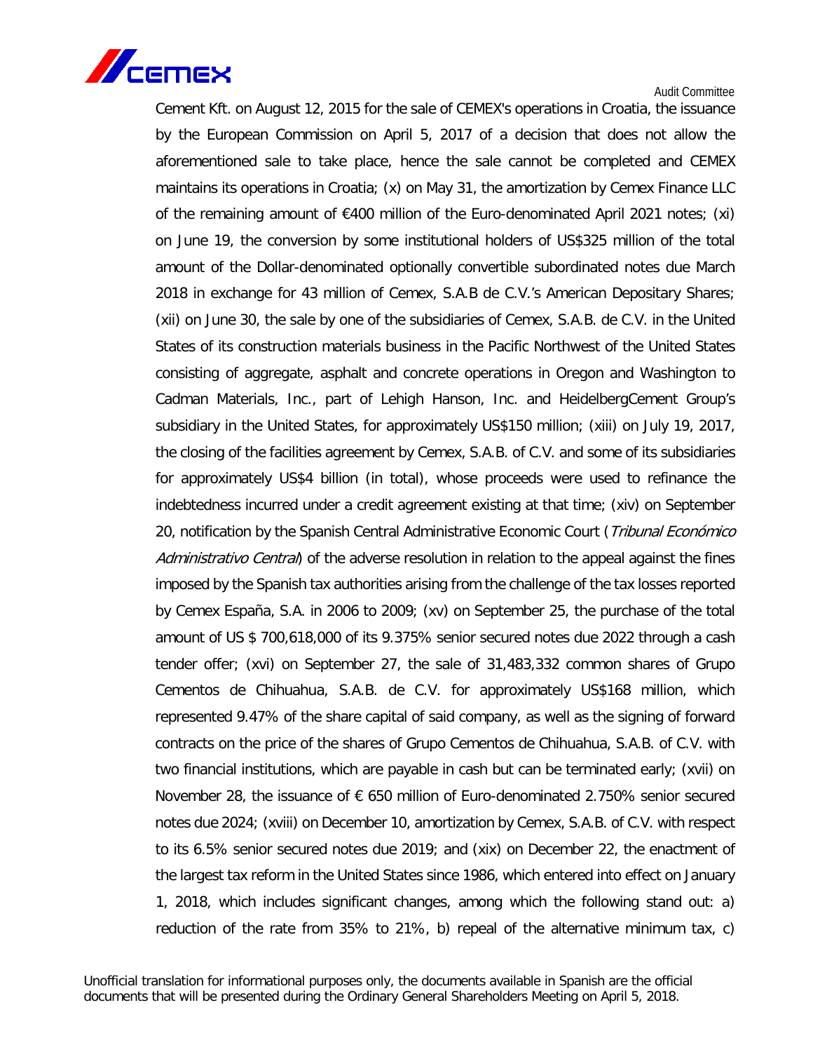Cement Kft. on August 12, 2015 for the sale of CEMEX's operations in Croatia, the issuance by the European Commission on April 5, 2017 of a decision that does not allow the aforementioned sale to take place, hence the sale cannot be completed and CEMEX maintains its operations in Croatia; (x) on May 31, the amortization by Cemex Finance LLC of the remaining amount of €400 million of the Euro-denominated April 2021 notes; (xi) on June 19, the conversion by some institutional holders of US$325 million of the total amount of the Dollar-denominated optionally convertible subordinated notes due March 2018 in exchange for 43 million of Cemex, S.A.B de C.V.'s American Depositary Shares; (xii) on June 30, the sale by one of the subsidiaries of Cemex, S.A.B. de C.V. in the United States of its construction materials business in the Pacific Northwest of the United States consisting of aggregate, asphalt and concrete operations in Oregon and Washington to Cadman Materials, Inc., part of Lehigh Hanson, Inc. and HeidelbergCement Group's subsidiary in the United States, for approximately US$150 million; (xiii) on July 19, 2017, the closing of the facilities agreement by Cemex, S.A.B. of C.V. and some of its subsidiaries for approximately US$4 billion (in total), whose proceeds were used to refinance the indebtedness incurred under a credit agreement existing at that time; (xiv) on September 20, notification by the Spanish Central Administrative Economic Court (*Tribunal Económico Administrativo Central*) of the adverse resolution in relation to the appeal against the fines imposed by the Spanish tax authorities arising from the challenge of the tax losses reported by Cemex España, S.A. in 2006 to 2009; (xv) on September 25, the purchase of the total amount of US $ 700,618,000 of its 9.375% senior secured notes due 2022 through a cash tender offer; (xvi) on September 27, the sale of 31,483,332 common shares of Grupo Cementos de Chihuahua, S.A.B. de C.V. for approximately US$168 million, which represented 9.47% of the share capital of said company, as well as the signing of forward contracts on the price of the shares of Grupo Cementos de Chihuahua, S.A.B. of C.V. with two financial institutions, which are payable in cash but can be terminated early; (xvii) on November 28, the issuance of € 650 million of Euro-denominated 2.750% senior secured notes due 2024; (xviii) on December 10, amortization by Cemex, S.A.B. of C.V. with respect to its 6.5% senior secured notes due 2019; and (xix) on December 22, the enactment of the largest tax reform in the United States since 1986, which entered into effect on January 1, 2018, which includes significant changes, among which the following stand out: a) reduction of the rate from 35% to 21%, b) repeal of the alternative minimum tax, c)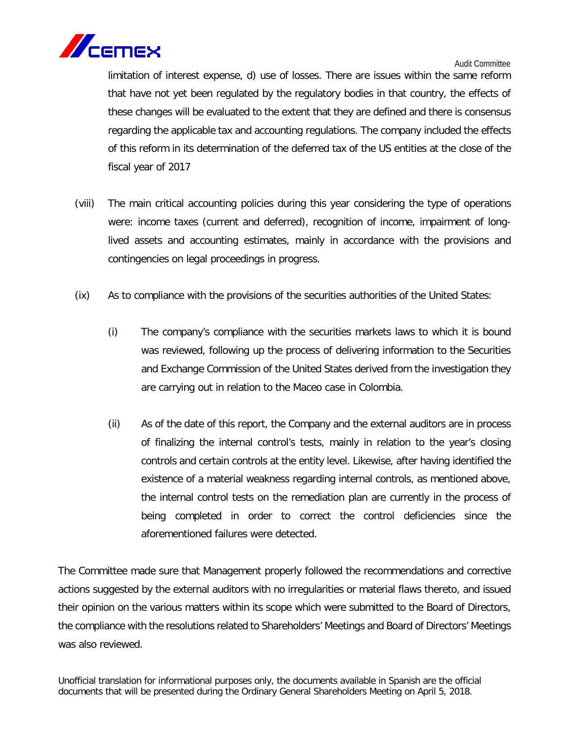limitation of interest expense, d) use of losses. There are issues within the same reform that have not yet been regulated by the regulatory bodies in that country, the effects of these changes will be evaluated to the extent that they are defined and there is consensus regarding the applicable tax and accounting regulations. The company included the effects of this reform in its determination of the deferred tax of the US entities at the close of the fiscal year of 2017

(viii) The main critical accounting policies during this year considering the type of operations were: income taxes (current and deferred), recognition of income, impairment of long-lived assets and accounting estimates, mainly in accordance with the provisions and contingencies on legal proceedings in progress.

(ix) As to compliance with the provisions of the securities authorities of the United States:

   (i) The company's compliance with the securities markets laws to which it is bound was reviewed, following up the process of delivering information to the Securities and Exchange Commission of the United States derived from the investigation they are carrying out in relation to the Maceo case in Colombia.

   (ii) As of the date of this report, the Company and the external auditors are in process of finalizing the internal control's tests, mainly in relation to the year's closing controls and certain controls at the entity level. Likewise, after having identified the existence of a material weakness regarding internal controls, as mentioned above, the internal control tests on the remediation plan are currently in the process of being completed in order to correct the control deficiencies since the aforementioned failures were detected.

The Committee made sure that Management properly followed the recommendations and corrective actions suggested by the external auditors with no irregularities or material flaws thereto, and issued their opinion on the various matters within its scope which were submitted to the Board of Directors, the compliance with the resolutions related to Shareholders' Meetings and Board of Directors' Meetings was also reviewed.

Unofficial translation for informational purposes only, the documents available in Spanish are the official documents that will be presented during the Ordinary General Shareholders Meeting on April 5, 2018.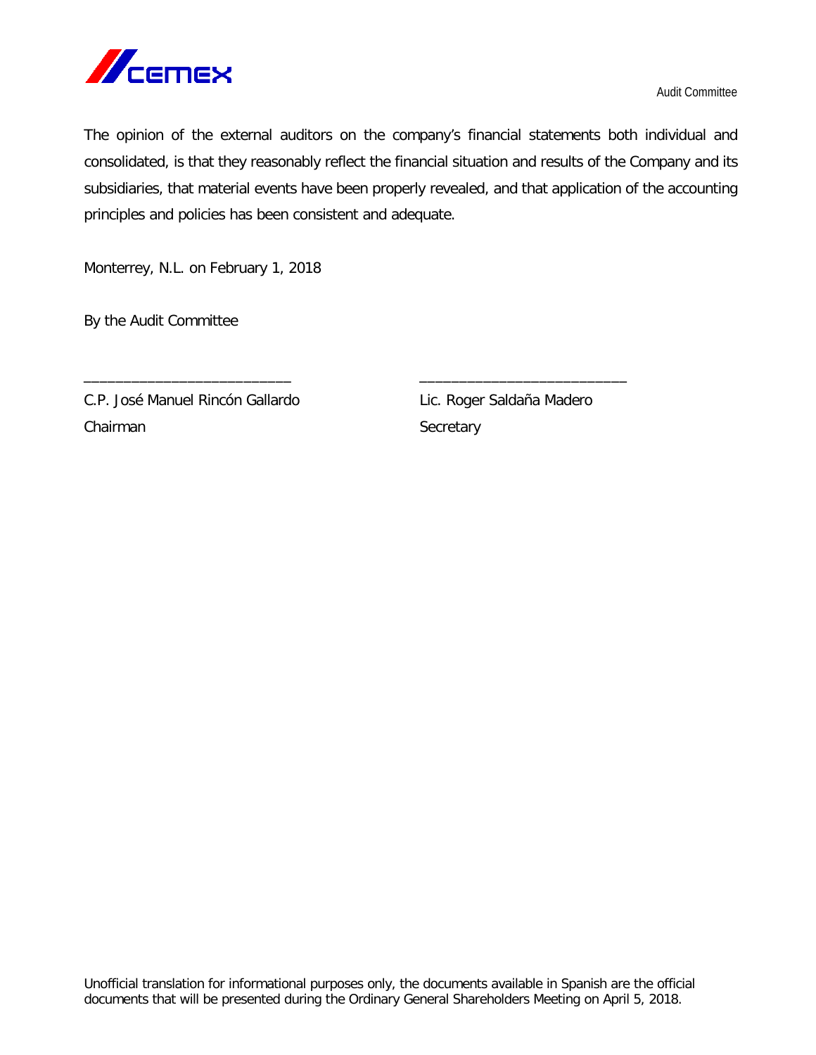The opinion of the external auditors on the company's financial statements both individual and consolidated, is that they reasonably reflect the financial situation and results of the Company and its subsidiaries, that material events have been properly revealed, and that application of the accounting principles and policies has been consistent and adequate.

Monterrey, N.L. on February 1, 2018

By the Audit Committee

| | |
|---|---|
| ________________________ | ________________________ |
| C.P. José Manuel Rincón Gallardo | Lic. Roger Saldaña Madero |
| Chairman | Secretary |

Unofficial translation for informational purposes only, the documents available in Spanish are the official documents that will be presented during the Ordinary General Shareholders Meeting on April 5, 2018.